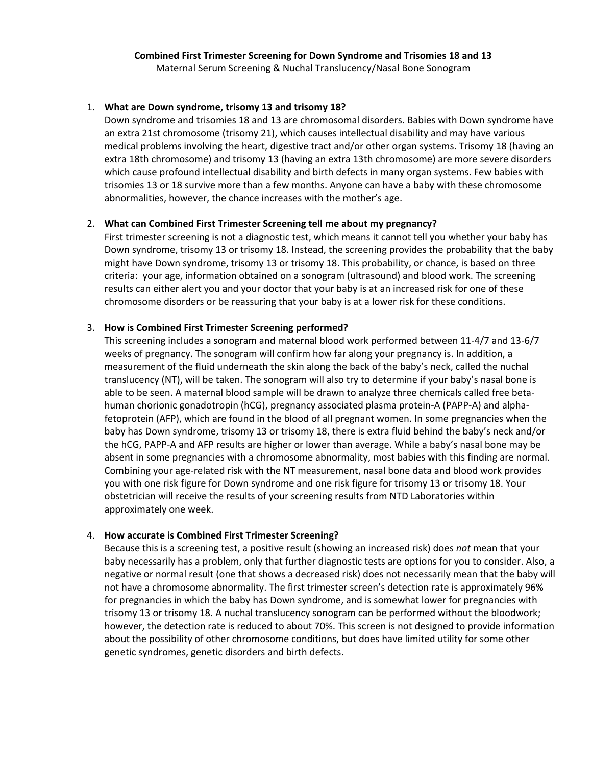# Combined First Trimester Screening for Down Syndrome and Trisomies 18 and 13

Maternal Serum Screening & Nuchal Translucency/Nasal Bone Sonogram

1. **What are Down syndrome, trisomy 13 and trisomy 18?**
   Down syndrome and trisomies 18 and 13 are chromosomal disorders. Babies with Down syndrome have an extra 21st chromosome (trisomy 21), which causes intellectual disability and may have various medical problems involving the heart, digestive tract and/or other organ systems. Trisomy 18 (having an extra 18th chromosome) and trisomy 13 (having an extra 13th chromosome) are more severe disorders which cause profound intellectual disability and birth defects in many organ systems. Few babies with trisomies 13 or 18 survive more than a few months. Anyone can have a baby with these chromosome abnormalities, however, the chance increases with the mother's age.

2. **What can Combined First Trimester Screening tell me about my pregnancy?**
   First trimester screening is <u>not</u> a diagnostic test, which means it cannot tell you whether your baby has Down syndrome, trisomy 13 or trisomy 18. Instead, the screening provides the probability that the baby might have Down syndrome, trisomy 13 or trisomy 18. This probability, or chance, is based on three criteria: your age, information obtained on a sonogram (ultrasound) and blood work. The screening results can either alert you and your doctor that your baby is at an increased risk for one of these chromosome disorders or be reassuring that your baby is at a lower risk for these conditions.

3. **How is Combined First Trimester Screening performed?**
   This screening includes a sonogram and maternal blood work performed between 11-4/7 and 13-6/7 weeks of pregnancy. The sonogram will confirm how far along your pregnancy is. In addition, a measurement of the fluid underneath the skin along the back of the baby's neck, called the nuchal translucency (NT), will be taken. The sonogram will also try to determine if your baby's nasal bone is able to be seen. A maternal blood sample will be drawn to analyze three chemicals called free beta-human chorionic gonadotropin (hCG), pregnancy associated plasma protein-A (PAPP-A) and alpha-fetoprotein (AFP), which are found in the blood of all pregnant women. In some pregnancies when the baby has Down syndrome, trisomy 13 or trisomy 18, there is extra fluid behind the baby's neck and/or the hCG, PAPP-A and AFP results are higher or lower than average. While a baby's nasal bone may be absent in some pregnancies with a chromosome abnormality, most babies with this finding are normal. Combining your age-related risk with the NT measurement, nasal bone data and blood work provides you with one risk figure for Down syndrome and one risk figure for trisomy 13 or trisomy 18. Your obstetrician will receive the results of your screening results from NTD Laboratories within approximately one week.

4. **How accurate is Combined First Trimester Screening?**
   Because this is a screening test, a positive result (showing an increased risk) does *not* mean that your baby necessarily has a problem, only that further diagnostic tests are options for you to consider. Also, a negative or normal result (one that shows a decreased risk) does not necessarily mean that the baby will not have a chromosome abnormality. The first trimester screen's detection rate is approximately 96% for pregnancies in which the baby has Down syndrome, and is somewhat lower for pregnancies with trisomy 13 or trisomy 18. A nuchal translucency sonogram can be performed without the bloodwork; however, the detection rate is reduced to about 70%. This screen is not designed to provide information about the possibility of other chromosome conditions, but does have limited utility for some other genetic syndromes, genetic disorders and birth defects.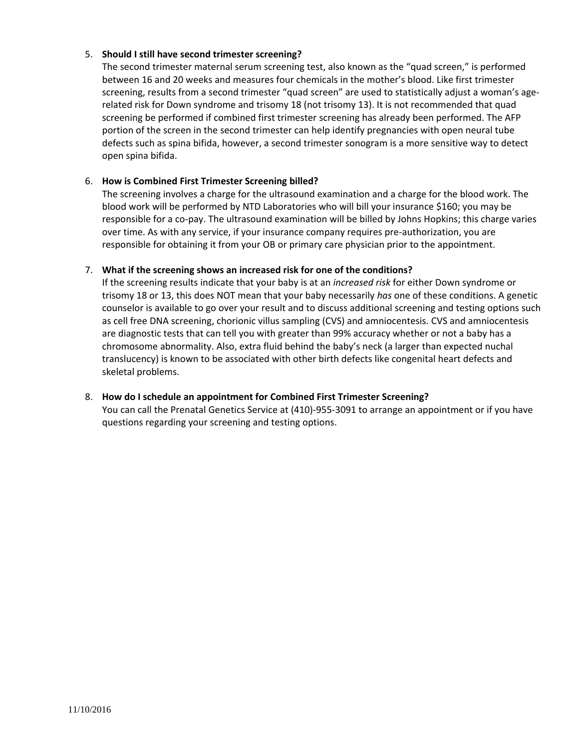5. **Should I still have second trimester screening?**
   The second trimester maternal serum screening test, also known as the "quad screen," is performed between 16 and 20 weeks and measures four chemicals in the mother's blood. Like first trimester screening, results from a second trimester "quad screen" are used to statistically adjust a woman's age-related risk for Down syndrome and trisomy 18 (not trisomy 13). It is not recommended that quad screening be performed if combined first trimester screening has already been performed. The AFP portion of the screen in the second trimester can help identify pregnancies with open neural tube defects such as spina bifida, however, a second trimester sonogram is a more sensitive way to detect open spina bifida.

6. **How is Combined First Trimester Screening billed?**
   The screening involves a charge for the ultrasound examination and a charge for the blood work. The blood work will be performed by NTD Laboratories who will bill your insurance $160; you may be responsible for a co-pay. The ultrasound examination will be billed by Johns Hopkins; this charge varies over time. As with any service, if your insurance company requires pre-authorization, you are responsible for obtaining it from your OB or primary care physician prior to the appointment.

7. **What if the screening shows an increased risk for one of the conditions?**
   If the screening results indicate that your baby is at an *increased risk* for either Down syndrome or trisomy 18 or 13, this does NOT mean that your baby necessarily *has* one of these conditions. A genetic counselor is available to go over your result and to discuss additional screening and testing options such as cell free DNA screening, chorionic villus sampling (CVS) and amniocentesis. CVS and amniocentesis are diagnostic tests that can tell you with greater than 99% accuracy whether or not a baby has a chromosome abnormality. Also, extra fluid behind the baby's neck (a larger than expected nuchal translucency) is known to be associated with other birth defects like congenital heart defects and skeletal problems.

8. **How do I schedule an appointment for Combined First Trimester Screening?**
   You can call the Prenatal Genetics Service at (410)-955-3091 to arrange an appointment or if you have questions regarding your screening and testing options.

11/10/2016